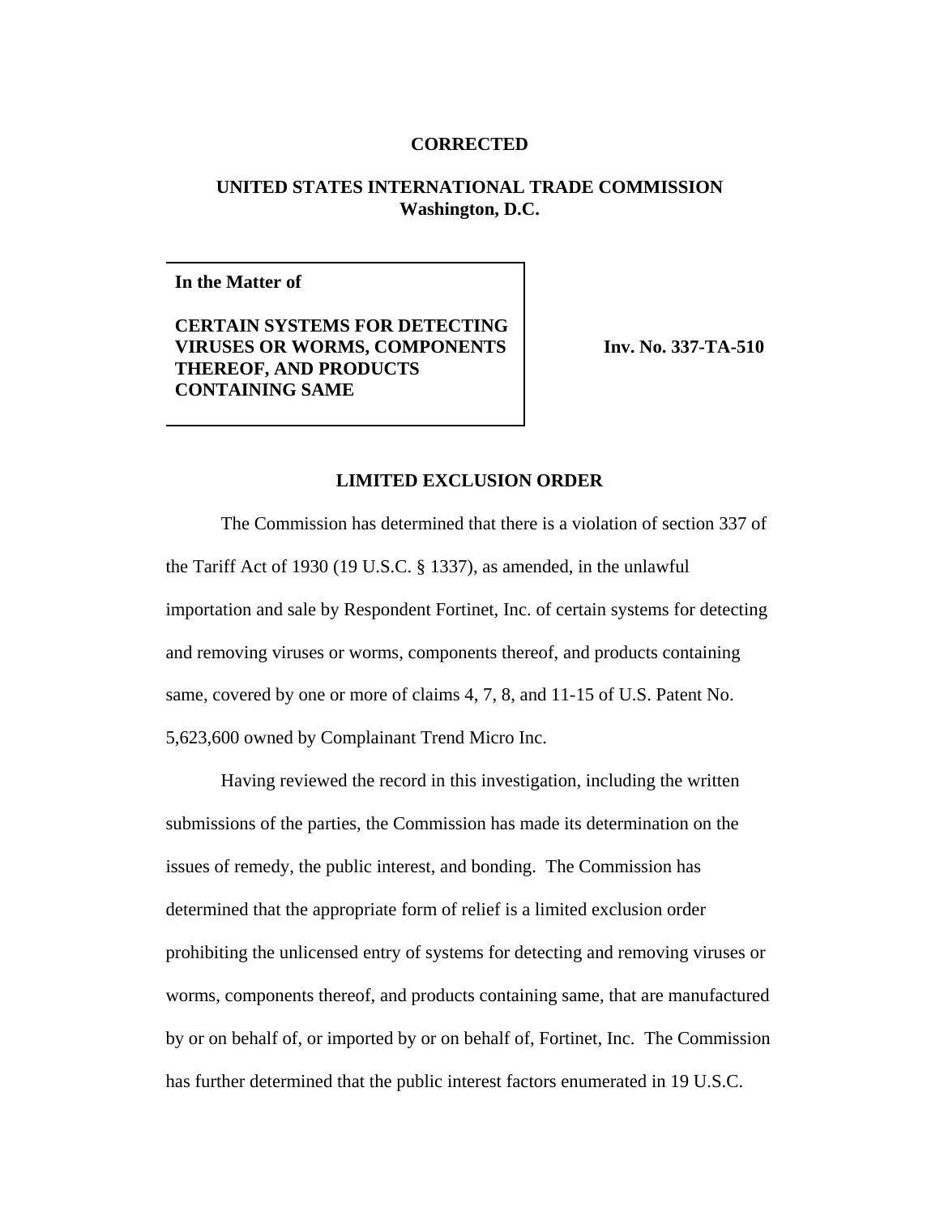**CORRECTED**

**UNITED STATES INTERNATIONAL TRADE COMMISSION**
**Washington, D.C.**

| | |
|---|---|
| **In the Matter of**<br><br>**CERTAIN SYSTEMS FOR DETECTING VIRUSES OR WORMS, COMPONENTS THEREOF, AND PRODUCTS CONTAINING SAME** | **Inv. No. 337-TA-510** |

**LIMITED EXCLUSION ORDER**

The Commission has determined that there is a violation of section 337 of the Tariff Act of 1930 (19 U.S.C. § 1337), as amended, in the unlawful importation and sale by Respondent Fortinet, Inc. of certain systems for detecting and removing viruses or worms, components thereof, and products containing same, covered by one or more of claims 4, 7, 8, and 11-15 of U.S. Patent No. 5,623,600 owned by Complainant Trend Micro Inc.

Having reviewed the record in this investigation, including the written submissions of the parties, the Commission has made its determination on the issues of remedy, the public interest, and bonding. The Commission has determined that the appropriate form of relief is a limited exclusion order prohibiting the unlicensed entry of systems for detecting and removing viruses or worms, components thereof, and products containing same, that are manufactured by or on behalf of, or imported by or on behalf of, Fortinet, Inc. The Commission has further determined that the public interest factors enumerated in 19 U.S.C.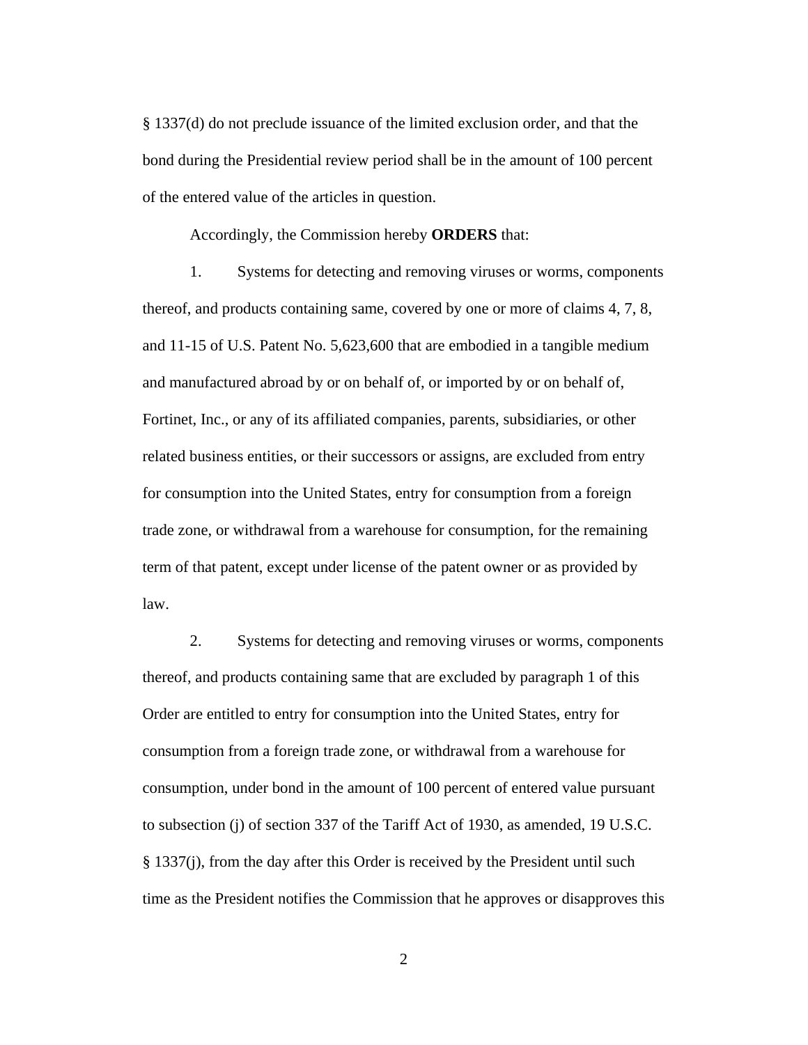§ 1337(d) do not preclude issuance of the limited exclusion order, and that the bond during the Presidential review period shall be in the amount of 100 percent of the entered value of the articles in question.

Accordingly, the Commission hereby **ORDERS** that:

1. Systems for detecting and removing viruses or worms, components thereof, and products containing same, covered by one or more of claims 4, 7, 8, and 11-15 of U.S. Patent No. 5,623,600 that are embodied in a tangible medium and manufactured abroad by or on behalf of, or imported by or on behalf of, Fortinet, Inc., or any of its affiliated companies, parents, subsidiaries, or other related business entities, or their successors or assigns, are excluded from entry for consumption into the United States, entry for consumption from a foreign trade zone, or withdrawal from a warehouse for consumption, for the remaining term of that patent, except under license of the patent owner or as provided by law.

2. Systems for detecting and removing viruses or worms, components thereof, and products containing same that are excluded by paragraph 1 of this Order are entitled to entry for consumption into the United States, entry for consumption from a foreign trade zone, or withdrawal from a warehouse for consumption, under bond in the amount of 100 percent of entered value pursuant to subsection (j) of section 337 of the Tariff Act of 1930, as amended, 19 U.S.C. § 1337(j), from the day after this Order is received by the President until such time as the President notifies the Commission that he approves or disapproves this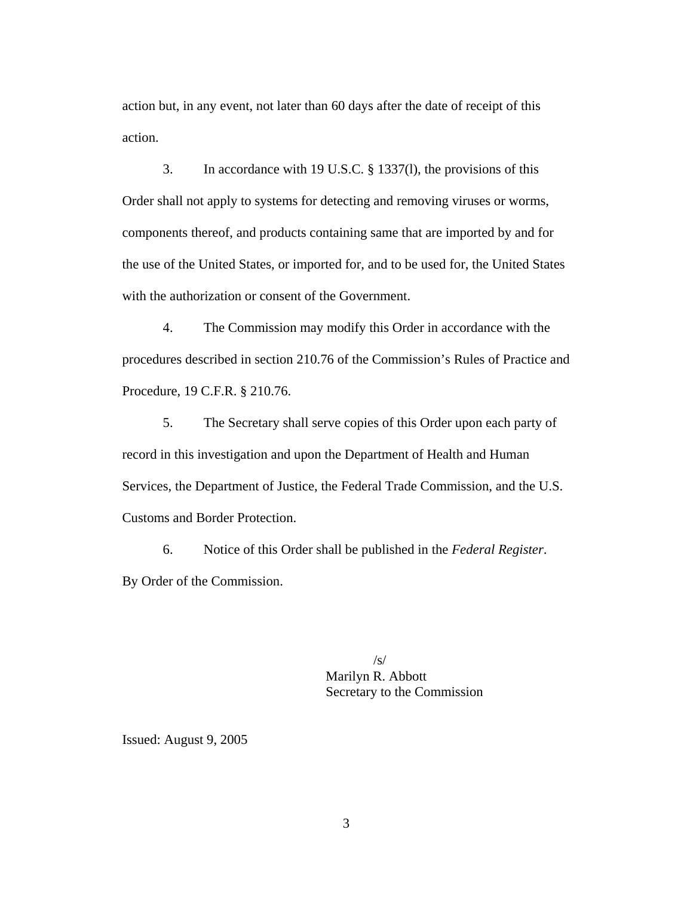action but, in any event, not later than 60 days after the date of receipt of this action.

3. In accordance with 19 U.S.C. § 1337(l), the provisions of this Order shall not apply to systems for detecting and removing viruses or worms, components thereof, and products containing same that are imported by and for the use of the United States, or imported for, and to be used for, the United States with the authorization or consent of the Government.

4. The Commission may modify this Order in accordance with the procedures described in section 210.76 of the Commission's Rules of Practice and Procedure, 19 C.F.R. § 210.76.

5. The Secretary shall serve copies of this Order upon each party of record in this investigation and upon the Department of Health and Human Services, the Department of Justice, the Federal Trade Commission, and the U.S. Customs and Border Protection.

6. Notice of this Order shall be published in the *Federal Register*.

By Order of the Commission.

/s/
Marilyn R. Abbott
Secretary to the Commission

Issued: August 9, 2005